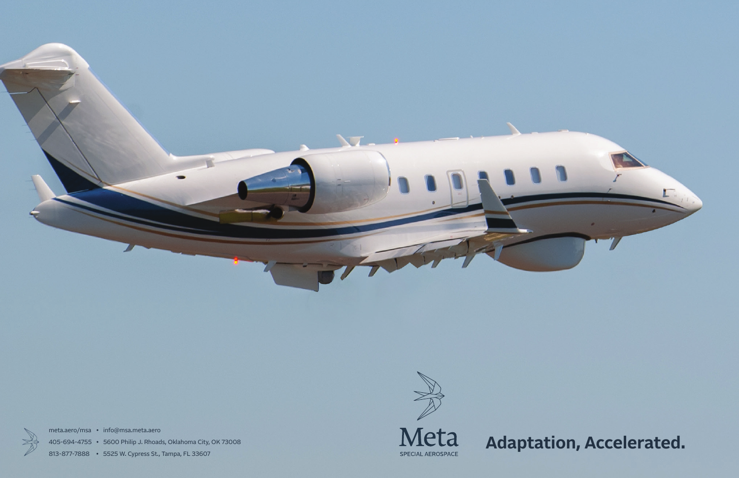meta.aero/msa • info@msa.meta.aero

405-694-4755 • 5600 Philip J. Rhoads, Oklahoma City, OK 73008

813-877-7888 • 5525 W. Cypress St., Tampa, FL 33607

Meta

SPECIAL AEROSPACE

**Adaptation, Accelerated.**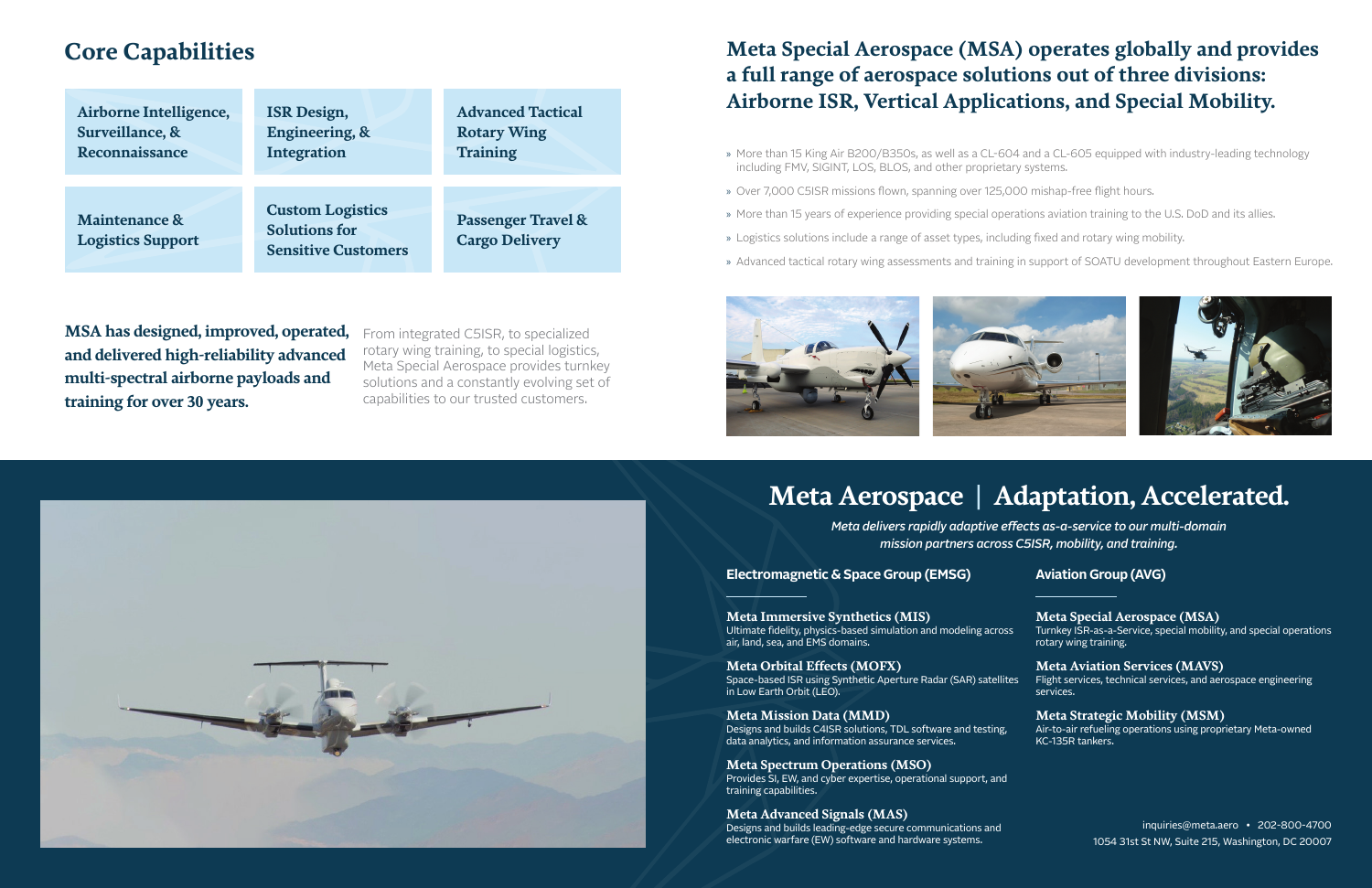## Core Capabilities

- **Airborne Intelligence, Surveillance, & Reconnaissance**
- **ISR Design, Engineering, & Integration**
- **Advanced Tactical Rotary Wing Training**
- **Maintenance & Logistics Support**
- **Custom Logistics Solutions for Sensitive Customers**
- **Passenger Travel & Cargo Delivery**

**MSA has designed, improved, operated, and delivered high-reliability advanced multi-spectral airborne payloads and training for over 30 years.**

From integrated C5ISR, to specialized rotary wing training, to special logistics, Meta Special Aerospace provides turnkey solutions and a constantly evolving set of capabilities to our trusted customers.

## Meta Special Aerospace (MSA) operates globally and provides a full range of aerospace solutions out of three divisions: Airborne ISR, Vertical Applications, and Special Mobility.

- More than 15 King Air B200/B350s, as well as a CL-604 and a CL-605 equipped with industry-leading technology including FMV, SIGINT, LOS, BLOS, and other proprietary systems.
- Over 7,000 C5ISR missions flown, spanning over 125,000 mishap-free flight hours.
- More than 15 years of experience providing special operations aviation training to the U.S. DoD and its allies.
- Logistics solutions include a range of asset types, including fixed and rotary wing mobility.
- Advanced tactical rotary wing assessments and training in support of SOATU development throughout Eastern Europe.

# Meta Aerospace | Adaptation, Accelerated.

*Meta delivers rapidly adaptive effects as-a-service to our multi-domain mission partners across C5ISR, mobility, and training.*

### Electromagnetic & Space Group (EMSG)

**Meta Immersive Synthetics (MIS)**
Ultimate fidelity, physics-based simulation and modeling across air, land, sea, and EMS domains.

**Meta Orbital Effects (MOFX)**
Space-based ISR using Synthetic Aperture Radar (SAR) satellites in Low Earth Orbit (LEO).

**Meta Mission Data (MMD)**
Designs and builds C4ISR solutions, TDL software and testing, data analytics, and information assurance services.

**Meta Spectrum Operations (MSO)**
Provides SI, EW, and cyber expertise, operational support, and training capabilities.

**Meta Advanced Signals (MAS)**
Designs and builds leading-edge secure communications and electronic warfare (EW) software and hardware systems.

### Aviation Group (AVG)

**Meta Special Aerospace (MSA)**
Turnkey ISR-as-a-Service, special mobility, and special operations rotary wing training.

**Meta Aviation Services (MAVS)**
Flight services, technical services, and aerospace engineering services.

**Meta Strategic Mobility (MSM)**
Air-to-air refueling operations using proprietary Meta-owned KC-135R tankers.

inquiries@meta.aero • 202-800-4700
1054 31st St NW, Suite 215, Washington, DC 20007